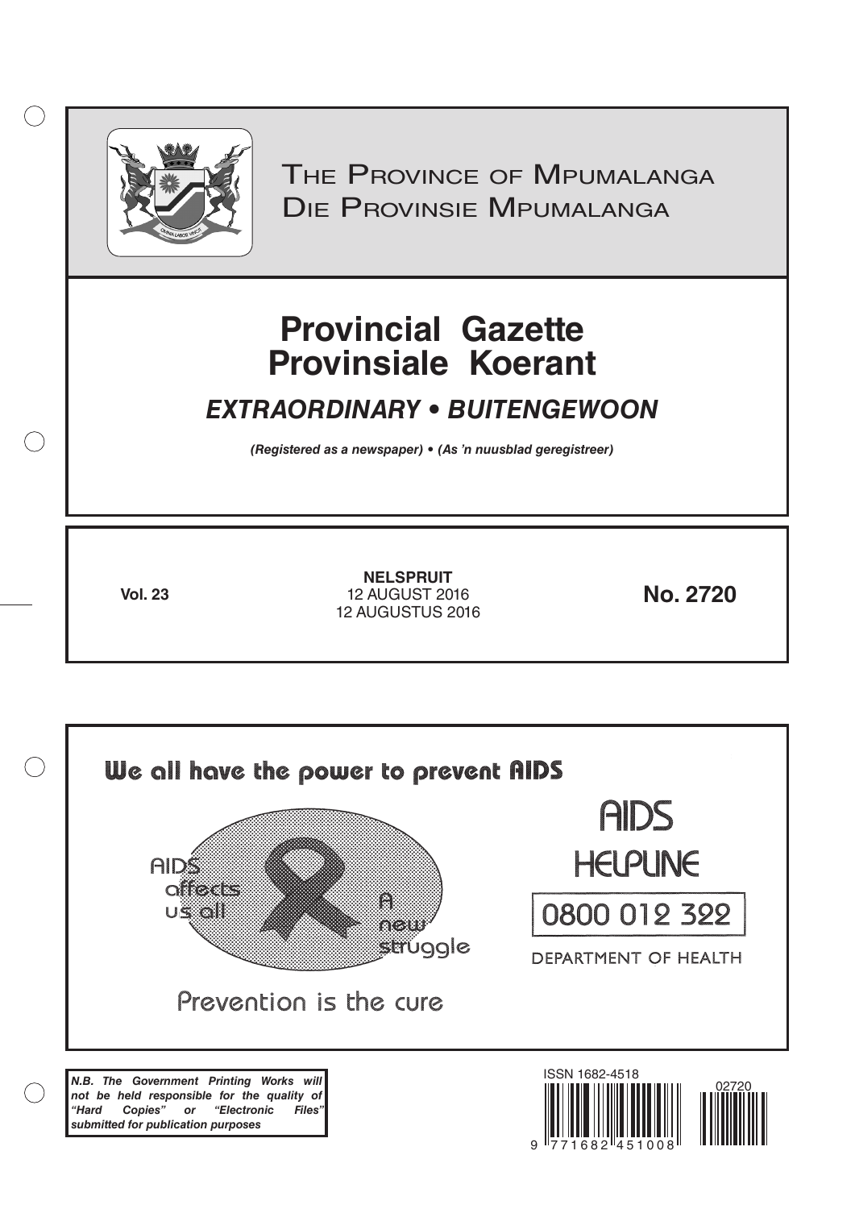# THE PROVINCE OF MPUMALANGA
# DIE PROVINSIE MPUMALANGA

# Provincial Gazette
# Provinsiale Koerant

## *EXTRAORDINARY • BUITENGEWOON*

***(Registered as a newspaper) • (As 'n nuusblad geregistreer)***

**Vol. 23**

**NELSPRUIT**
12 AUGUST 2016
12 AUGUSTUS 2016

**No. 2720**

**We all have the power to prevent AIDS**

AIDS affects us all

A new struggle

Prevention is the cure

AIDS HELPLINE

0800 012 322

DEPARTMENT OF HEALTH

***N.B. The Government Printing Works will not be held responsible for the quality of "Hard Copies" or "Electronic Files" submitted for publication purposes***

ISSN 1682-4518

9 771682 451008

02720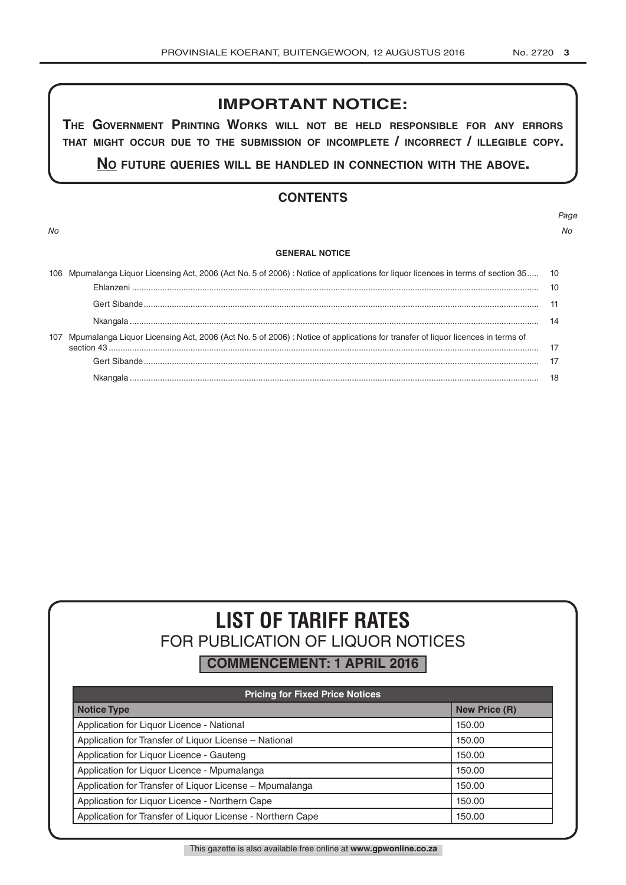## IMPORTANT NOTICE:

**THE GOVERNMENT PRINTING WORKS WILL NOT BE HELD RESPONSIBLE FOR ANY ERRORS THAT MIGHT OCCUR DUE TO THE SUBMISSION OF INCOMPLETE / INCORRECT / ILLEGIBLE COPY.**

**NO FUTURE QUERIES WILL BE HANDLED IN CONNECTION WITH THE ABOVE.**

## CONTENTS

| No | | Page No |
|---|---|---|
| | **GENERAL NOTICE** | |
| 106 | Mpumalanga Liquor Licensing Act, 2006 (Act No. 5 of 2006) : Notice of applications for liquor licences in terms of section 35 | 10 |
| | Ehlanzeni | 10 |
| | Gert Sibande | 11 |
| | Nkangala | 14 |
| 107 | Mpumalanga Liquor Licensing Act, 2006 (Act No. 5 of 2006) : Notice of applications for transfer of liquor licences in terms of section 43 | 17 |
| | Gert Sibande | 17 |
| | Nkangala | 18 |

# LIST OF TARIFF RATES
## FOR PUBLICATION OF LIQUOR NOTICES
### COMMENCEMENT: 1 APRIL 2016

| Pricing for Fixed Price Notices | |
|---|---|
| **Notice Type** | **New Price (R)** |
| Application for Liquor Licence - National | 150.00 |
| Application for Transfer of Liquor License – National | 150.00 |
| Application for Liquor Licence - Gauteng | 150.00 |
| Application for Liquor Licence - Mpumalanga | 150.00 |
| Application for Transfer of Liquor License – Mpumalanga | 150.00 |
| Application for Liquor Licence - Northern Cape | 150.00 |
| Application for Transfer of Liquor License - Northern Cape | 150.00 |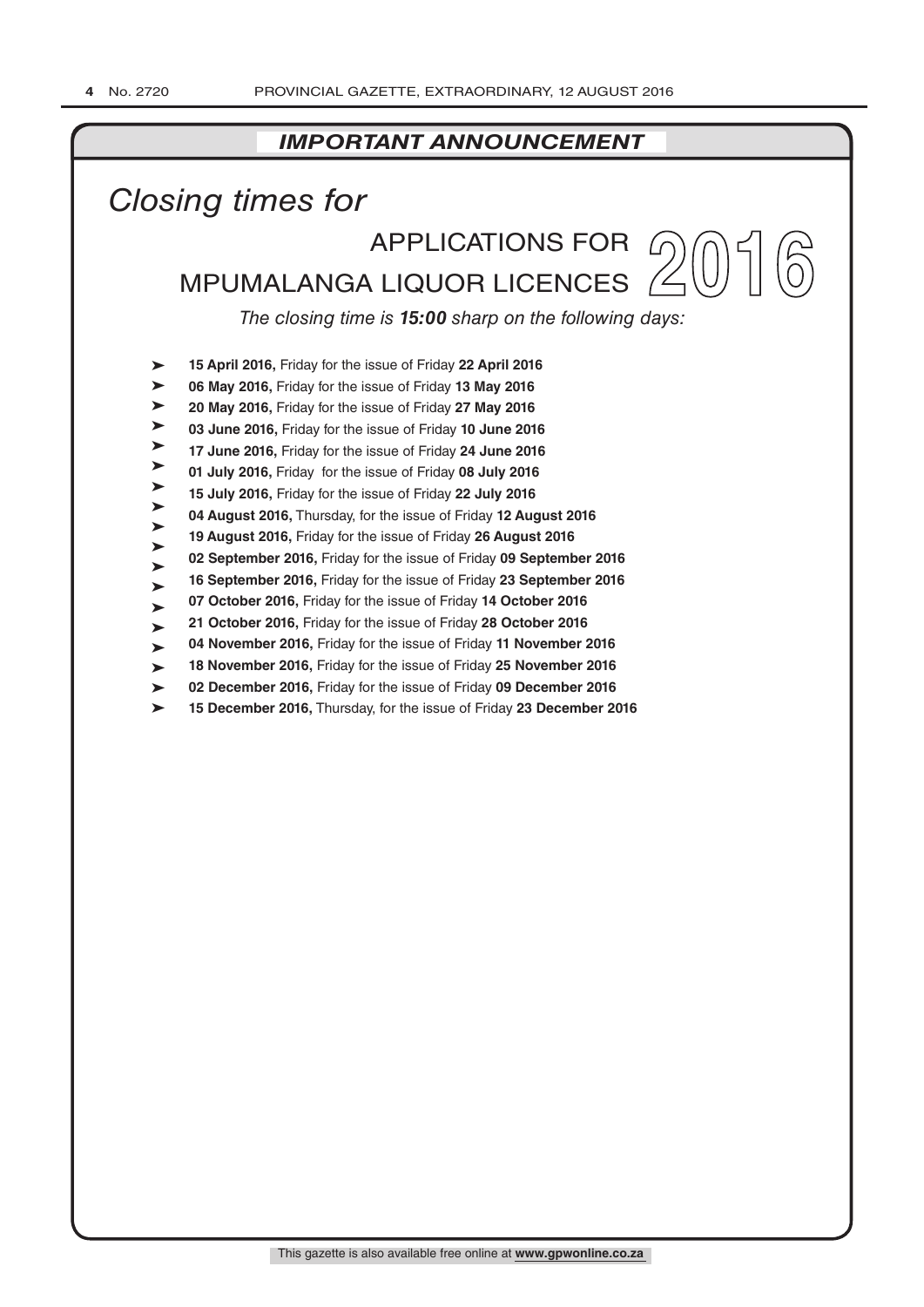## *IMPORTANT ANNOUNCEMENT*

# *Closing times for*

## APPLICATIONS FOR MPUMALANGA LIQUOR LICENCES 2016

*The closing time is **15:00** sharp on the following days:*

- **15 April 2016,** Friday for the issue of Friday **22 April 2016**
- **06 May 2016,** Friday for the issue of Friday **13 May 2016**
- **20 May 2016,** Friday for the issue of Friday **27 May 2016**
- **03 June 2016,** Friday for the issue of Friday **10 June 2016**
- **17 June 2016,** Friday for the issue of Friday **24 June 2016**
- **01 July 2016,** Friday for the issue of Friday **08 July 2016**
- **15 July 2016,** Friday for the issue of Friday **22 July 2016**
- **04 August 2016,** Thursday, for the issue of Friday **12 August 2016**
- **19 August 2016,** Friday for the issue of Friday **26 August 2016**
- **02 September 2016,** Friday for the issue of Friday **09 September 2016**
- **16 September 2016,** Friday for the issue of Friday **23 September 2016**
- **07 October 2016,** Friday for the issue of Friday **14 October 2016**
- **21 October 2016,** Friday for the issue of Friday **28 October 2016**
- **04 November 2016,** Friday for the issue of Friday **11 November 2016**
- **18 November 2016,** Friday for the issue of Friday **25 November 2016**
- **02 December 2016,** Friday for the issue of Friday **09 December 2016**
- **15 December 2016,** Thursday, for the issue of Friday **23 December 2016**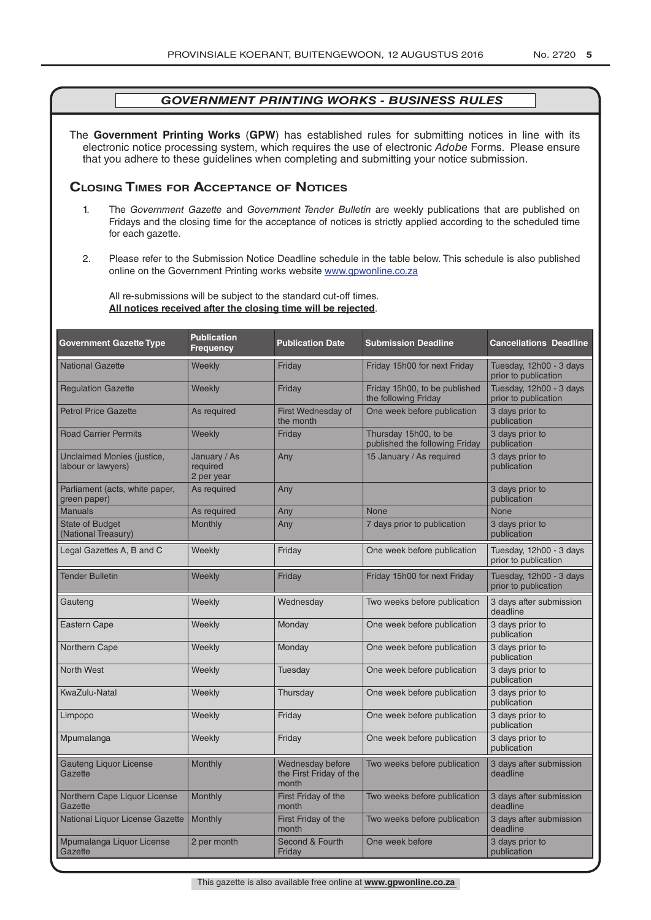## *GOVERNMENT PRINTING WORKS - BUSINESS RULES*

The **Government Printing Works** (**GPW**) has established rules for submitting notices in line with its electronic notice processing system, which requires the use of electronic *Adobe* Forms. Please ensure that you adhere to these guidelines when completing and submitting your notice submission.

### Closing Times for Acceptance of Notices

1. The *Government Gazette* and *Government Tender Bulletin* are weekly publications that are published on Fridays and the closing time for the acceptance of notices is strictly applied according to the scheduled time for each gazette.

2. Please refer to the Submission Notice Deadline schedule in the table below. This schedule is also published online on the Government Printing works website www.gpwonline.co.za

   All re-submissions will be subject to the standard cut-off times.
   **All notices received after the closing time will be rejected**.

| Government Gazette Type | Publication Frequency | Publication Date | Submission Deadline | Cancellations Deadline |
|---|---|---|---|---|
| National Gazette | Weekly | Friday | Friday 15h00 for next Friday | Tuesday, 12h00 - 3 days prior to publication |
| Regulation Gazette | Weekly | Friday | Friday 15h00, to be published the following Friday | Tuesday, 12h00 - 3 days prior to publication |
| Petrol Price Gazette | As required | First Wednesday of the month | One week before publication | 3 days prior to publication |
| Road Carrier Permits | Weekly | Friday | Thursday 15h00, to be published the following Friday | 3 days prior to publication |
| Unclaimed Monies (justice, labour or lawyers) | January / As required 2 per year | Any | 15 January / As required | 3 days prior to publication |
| Parliament (acts, white paper, green paper) | As required | Any | | 3 days prior to publication |
| Manuals | As required | Any | None | None |
| State of Budget (National Treasury) | Monthly | Any | 7 days prior to publication | 3 days prior to publication |
| Legal Gazettes A, B and C | Weekly | Friday | One week before publication | Tuesday, 12h00 - 3 days prior to publication |
| Tender Bulletin | Weekly | Friday | Friday 15h00 for next Friday | Tuesday, 12h00 - 3 days prior to publication |
| Gauteng | Weekly | Wednesday | Two weeks before publication | 3 days after submission deadline |
| Eastern Cape | Weekly | Monday | One week before publication | 3 days prior to publication |
| Northern Cape | Weekly | Monday | One week before publication | 3 days prior to publication |
| North West | Weekly | Tuesday | One week before publication | 3 days prior to publication |
| KwaZulu-Natal | Weekly | Thursday | One week before publication | 3 days prior to publication |
| Limpopo | Weekly | Friday | One week before publication | 3 days prior to publication |
| Mpumalanga | Weekly | Friday | One week before publication | 3 days prior to publication |
| Gauteng Liquor License Gazette | Monthly | Wednesday before the First Friday of the month | Two weeks before publication | 3 days after submission deadline |
| Northern Cape Liquor License Gazette | Monthly | First Friday of the month | Two weeks before publication | 3 days after submission deadline |
| National Liquor License Gazette | Monthly | First Friday of the month | Two weeks before publication | 3 days after submission deadline |
| Mpumalanga Liquor License Gazette | 2 per month | Second & Fourth Friday | One week before | 3 days prior to publication |

This gazette is also available free online at **www.gpwonline.co.za**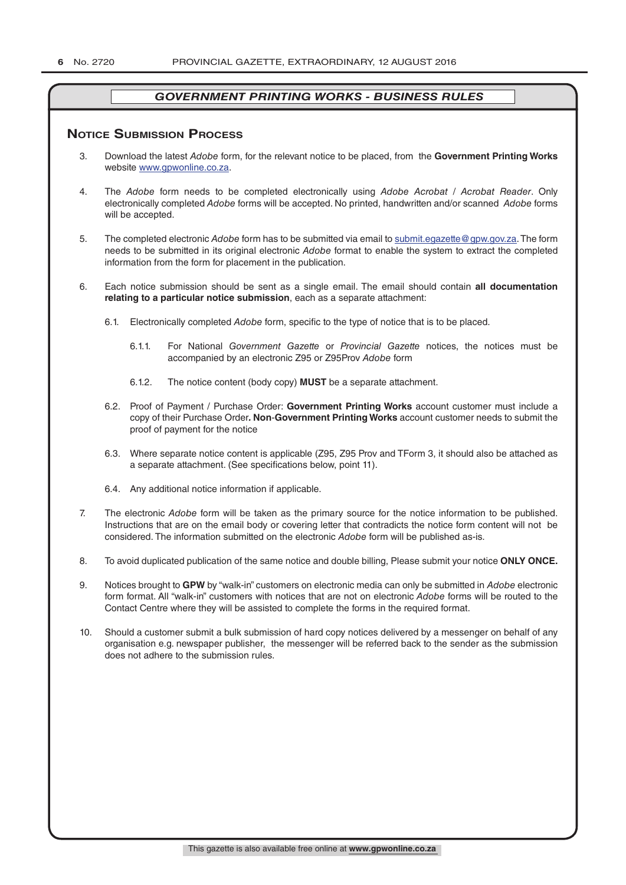## GOVERNMENT PRINTING WORKS - BUSINESS RULES

### Notice Submission Process

3. Download the latest *Adobe* form, for the relevant notice to be placed, from the **Government Printing Works** website www.gpwonline.co.za.

4. The *Adobe* form needs to be completed electronically using *Adobe Acrobat* / *Acrobat Reader*. Only electronically completed *Adobe* forms will be accepted. No printed, handwritten and/or scanned *Adobe* forms will be accepted.

5. The completed electronic *Adobe* form has to be submitted via email to submit.egazette@gpw.gov.za. The form needs to be submitted in its original electronic *Adobe* format to enable the system to extract the completed information from the form for placement in the publication.

6. Each notice submission should be sent as a single email. The email should contain **all documentation relating to a particular notice submission**, each as a separate attachment:

   6.1. Electronically completed *Adobe* form, specific to the type of notice that is to be placed.

   6.1.1. For National *Government Gazette* or *Provincial Gazette* notices, the notices must be accompanied by an electronic Z95 or Z95Prov *Adobe* form

   6.1.2. The notice content (body copy) **MUST** be a separate attachment.

   6.2. Proof of Payment / Purchase Order: **Government Printing Works** account customer must include a copy of their Purchase Order**. Non**-**Government Printing Works** account customer needs to submit the proof of payment for the notice

   6.3. Where separate notice content is applicable (Z95, Z95 Prov and TForm 3, it should also be attached as a separate attachment. (See specifications below, point 11).

   6.4. Any additional notice information if applicable.

7. The electronic *Adobe* form will be taken as the primary source for the notice information to be published. Instructions that are on the email body or covering letter that contradicts the notice form content will not be considered. The information submitted on the electronic *Adobe* form will be published as-is.

8. To avoid duplicated publication of the same notice and double billing, Please submit your notice **ONLY ONCE.**

9. Notices brought to **GPW** by "walk-in" customers on electronic media can only be submitted in *Adobe* electronic form format. All "walk-in" customers with notices that are not on electronic *Adobe* forms will be routed to the Contact Centre where they will be assisted to complete the forms in the required format.

10. Should a customer submit a bulk submission of hard copy notices delivered by a messenger on behalf of any organisation e.g. newspaper publisher, the messenger will be referred back to the sender as the submission does not adhere to the submission rules.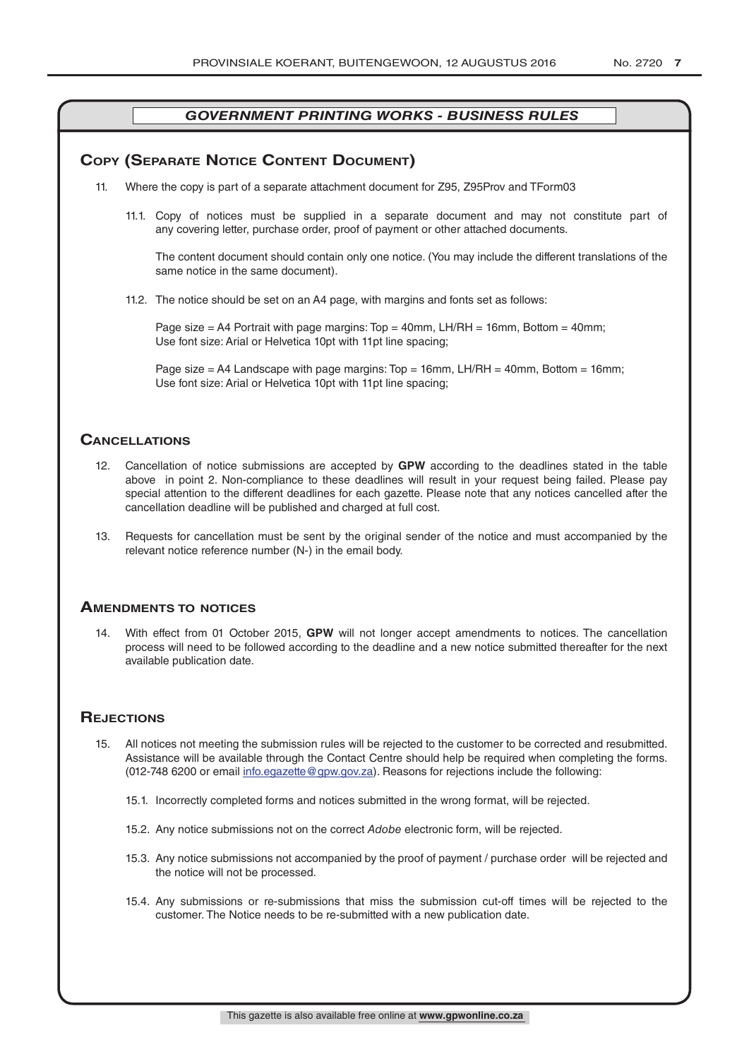## *GOVERNMENT PRINTING WORKS - BUSINESS RULES*

### Copy (Separate Notice Content Document)

11. Where the copy is part of a separate attachment document for Z95, Z95Prov and TForm03

    11.1. Copy of notices must be supplied in a separate document and may not constitute part of any covering letter, purchase order, proof of payment or other attached documents.

    The content document should contain only one notice. (You may include the different translations of the same notice in the same document).

    11.2. The notice should be set on an A4 page, with margins and fonts set as follows:

    Page size = A4 Portrait with page margins: Top = 40mm, LH/RH = 16mm, Bottom = 40mm;
    Use font size: Arial or Helvetica 10pt with 11pt line spacing;

    Page size = A4 Landscape with page margins: Top = 16mm, LH/RH = 40mm, Bottom = 16mm;
    Use font size: Arial or Helvetica 10pt with 11pt line spacing;

### Cancellations

12. Cancellation of notice submissions are accepted by **GPW** according to the deadlines stated in the table above in point 2. Non-compliance to these deadlines will result in your request being failed. Please pay special attention to the different deadlines for each gazette. Please note that any notices cancelled after the cancellation deadline will be published and charged at full cost.

13. Requests for cancellation must be sent by the original sender of the notice and must accompanied by the relevant notice reference number (N-) in the email body.

### Amendments to notices

14. With effect from 01 October 2015, **GPW** will not longer accept amendments to notices. The cancellation process will need to be followed according to the deadline and a new notice submitted thereafter for the next available publication date.

### Rejections

15. All notices not meeting the submission rules will be rejected to the customer to be corrected and resubmitted. Assistance will be available through the Contact Centre should help be required when completing the forms. (012-748 6200 or email info.egazette@gpw.gov.za). Reasons for rejections include the following:

    15.1. Incorrectly completed forms and notices submitted in the wrong format, will be rejected.

    15.2. Any notice submissions not on the correct *Adobe* electronic form, will be rejected.

    15.3. Any notice submissions not accompanied by the proof of payment / purchase order will be rejected and the notice will not be processed.

    15.4. Any submissions or re-submissions that miss the submission cut-off times will be rejected to the customer. The Notice needs to be re-submitted with a new publication date.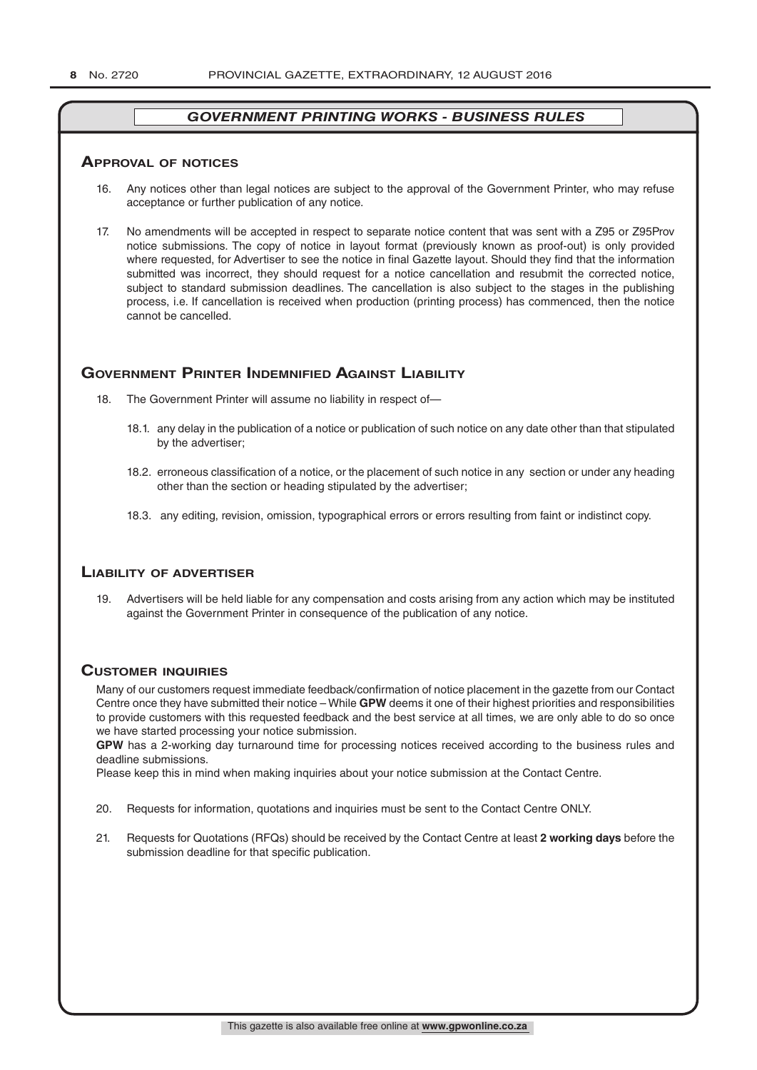## *GOVERNMENT PRINTING WORKS - BUSINESS RULES*

### Approval of notices

16. Any notices other than legal notices are subject to the approval of the Government Printer, who may refuse acceptance or further publication of any notice.

17. No amendments will be accepted in respect to separate notice content that was sent with a Z95 or Z95Prov notice submissions. The copy of notice in layout format (previously known as proof-out) is only provided where requested, for Advertiser to see the notice in final Gazette layout. Should they find that the information submitted was incorrect, they should request for a notice cancellation and resubmit the corrected notice, subject to standard submission deadlines. The cancellation is also subject to the stages in the publishing process, i.e. If cancellation is received when production (printing process) has commenced, then the notice cannot be cancelled.

### Government Printer Indemnified Against Liability

18. The Government Printer will assume no liability in respect of—

    18.1. any delay in the publication of a notice or publication of such notice on any date other than that stipulated by the advertiser;

    18.2. erroneous classification of a notice, or the placement of such notice in any section or under any heading other than the section or heading stipulated by the advertiser;

    18.3. any editing, revision, omission, typographical errors or errors resulting from faint or indistinct copy.

### Liability of advertiser

19. Advertisers will be held liable for any compensation and costs arising from any action which may be instituted against the Government Printer in consequence of the publication of any notice.

### Customer inquiries

Many of our customers request immediate feedback/confirmation of notice placement in the gazette from our Contact Centre once they have submitted their notice – While **GPW** deems it one of their highest priorities and responsibilities to provide customers with this requested feedback and the best service at all times, we are only able to do so once we have started processing your notice submission.

**GPW** has a 2-working day turnaround time for processing notices received according to the business rules and deadline submissions.

Please keep this in mind when making inquiries about your notice submission at the Contact Centre.

20. Requests for information, quotations and inquiries must be sent to the Contact Centre ONLY.

21. Requests for Quotations (RFQs) should be received by the Contact Centre at least **2 working days** before the submission deadline for that specific publication.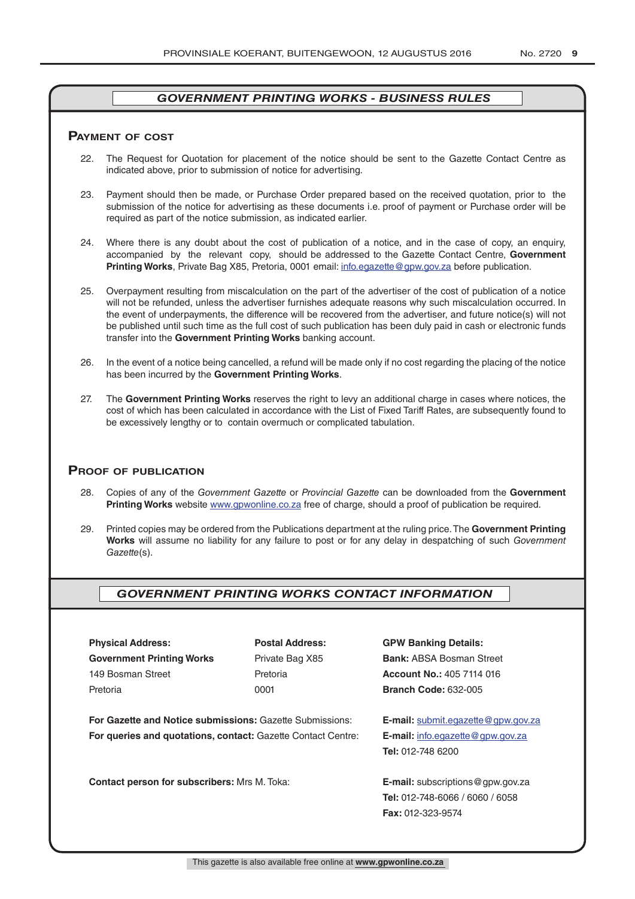## GOVERNMENT PRINTING WORKS - BUSINESS RULES

### Payment of cost

22. The Request for Quotation for placement of the notice should be sent to the Gazette Contact Centre as indicated above, prior to submission of notice for advertising.

23. Payment should then be made, or Purchase Order prepared based on the received quotation, prior to the submission of the notice for advertising as these documents i.e. proof of payment or Purchase order will be required as part of the notice submission, as indicated earlier.

24. Where there is any doubt about the cost of publication of a notice, and in the case of copy, an enquiry, accompanied by the relevant copy, should be addressed to the Gazette Contact Centre, **Government Printing Works**, Private Bag X85, Pretoria, 0001 email: info.egazette@gpw.gov.za before publication.

25. Overpayment resulting from miscalculation on the part of the advertiser of the cost of publication of a notice will not be refunded, unless the advertiser furnishes adequate reasons why such miscalculation occurred. In the event of underpayments, the difference will be recovered from the advertiser, and future notice(s) will not be published until such time as the full cost of such publication has been duly paid in cash or electronic funds transfer into the **Government Printing Works** banking account.

26. In the event of a notice being cancelled, a refund will be made only if no cost regarding the placing of the notice has been incurred by the **Government Printing Works**.

27. The **Government Printing Works** reserves the right to levy an additional charge in cases where notices, the cost of which has been calculated in accordance with the List of Fixed Tariff Rates, are subsequently found to be excessively lengthy or to contain overmuch or complicated tabulation.

### Proof of publication

28. Copies of any of the *Government Gazette* or *Provincial Gazette* can be downloaded from the **Government Printing Works** website www.gpwonline.co.za free of charge, should a proof of publication be required.

29. Printed copies may be ordered from the Publications department at the ruling price. The **Government Printing Works** will assume no liability for any failure to post or for any delay in despatching of such *Government Gazette*(s).

## GOVERNMENT PRINTING WORKS CONTACT INFORMATION

| **Physical Address:** | **Postal Address:** | **GPW Banking Details:** |
|---|---|---|
| **Government Printing Works** | Private Bag X85 | **Bank:** ABSA Bosman Street |
| 149 Bosman Street | Pretoria | **Account No.:** 405 7114 016 |
| Pretoria | 0001 | **Branch Code:** 632-005 |

**For Gazette and Notice submissions:** Gazette Submissions: **E-mail:** submit.egazette@gpw.gov.za

**For queries and quotations, contact:** Gazette Contact Centre: **E-mail:** info.egazette@gpw.gov.za
**Tel:** 012-748 6200

**Contact person for subscribers:** Mrs M. Toka: **E-mail:** subscriptions@gpw.gov.za
**Tel:** 012-748-6066 / 6060 / 6058
**Fax:** 012-323-9574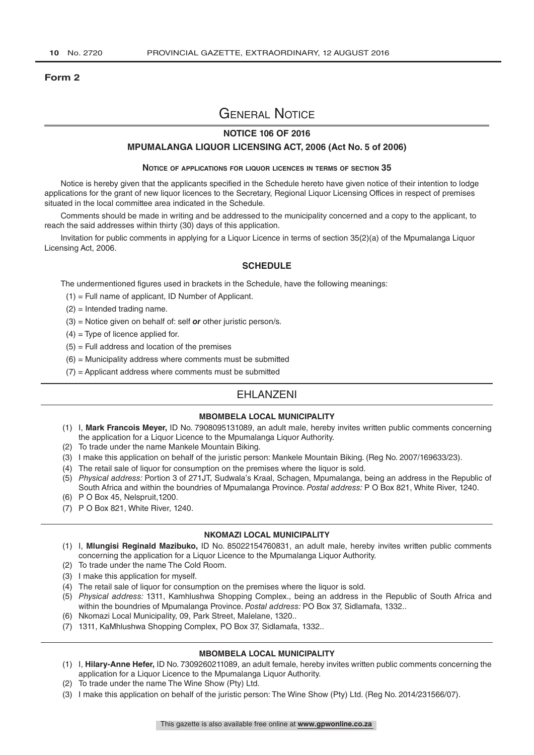**Form 2**

# General Notice

## NOTICE 106 OF 2016

## MPUMALANGA LIQUOR LICENSING ACT, 2006 (Act No. 5 of 2006)

### Notice of applications for liquor licences in terms of section 35

Notice is hereby given that the applicants specified in the Schedule hereto have given notice of their intention to lodge applications for the grant of new liquor licences to the Secretary, Regional Liquor Licensing Offices in respect of premises situated in the local committee area indicated in the Schedule.

Comments should be made in writing and be addressed to the municipality concerned and a copy to the applicant, to reach the said addresses within thirty (30) days of this application.

Invitation for public comments in applying for a Liquor Licence in terms of section 35(2)(a) of the Mpumalanga Liquor Licensing Act, 2006.

### SCHEDULE

The undermentioned figures used in brackets in the Schedule, have the following meanings:

(1) = Full name of applicant, ID Number of Applicant.

(2) = Intended trading name.

(3) = Notice given on behalf of: self ***or*** other juristic person/s.

(4) = Type of licence applied for.

(5) = Full address and location of the premises

(6) = Municipality address where comments must be submitted

(7) = Applicant address where comments must be submitted

## EHLANZENI

### MBOMBELA LOCAL MUNICIPALITY

(1) I, **Mark Francois Meyer,** ID No. 7908095131089, an adult male, hereby invites written public comments concerning the application for a Liquor Licence to the Mpumalanga Liquor Authority.

(2) To trade under the name Mankele Mountain Biking.

(3) I make this application on behalf of the juristic person: Mankele Mountain Biking. (Reg No. 2007/169633/23).

(4) The retail sale of liquor for consumption on the premises where the liquor is sold.

(5) *Physical address:* Portion 3 of 271JT, Sudwala's Kraal, Schagen, Mpumalanga, being an address in the Republic of South Africa and within the boundries of Mpumalanga Province. *Postal address:* P O Box 821, White River, 1240.

(6) P O Box 45, Nelspruit,1200.

(7) P O Box 821, White River, 1240.

### NKOMAZI LOCAL MUNICIPALITY

(1) I, **Mlungisi Reginald Mazibuko,** ID No. 85022154760831, an adult male, hereby invites written public comments concerning the application for a Liquor Licence to the Mpumalanga Liquor Authority.

(2) To trade under the name The Cold Room.

(3) I make this application for myself.

(4) The retail sale of liquor for consumption on the premises where the liquor is sold.

(5) *Physical address:* 1311, Kamhlushwa Shopping Complex., being an address in the Republic of South Africa and within the boundries of Mpumalanga Province. *Postal address:* PO Box 37, Sidlamafa, 1332..

(6) Nkomazi Local Municipality, 09, Park Street, Malelane, 1320..

(7) 1311, KaMhlushwa Shopping Complex, PO Box 37, Sidlamafa, 1332..

### MBOMBELA LOCAL MUNICIPALITY

(1) I, **Hilary-Anne Hefer,** ID No. 7309260211089, an adult female, hereby invites written public comments concerning the application for a Liquor Licence to the Mpumalanga Liquor Authority.

(2) To trade under the name The Wine Show (Pty) Ltd.

(3) I make this application on behalf of the juristic person: The Wine Show (Pty) Ltd. (Reg No. 2014/231566/07).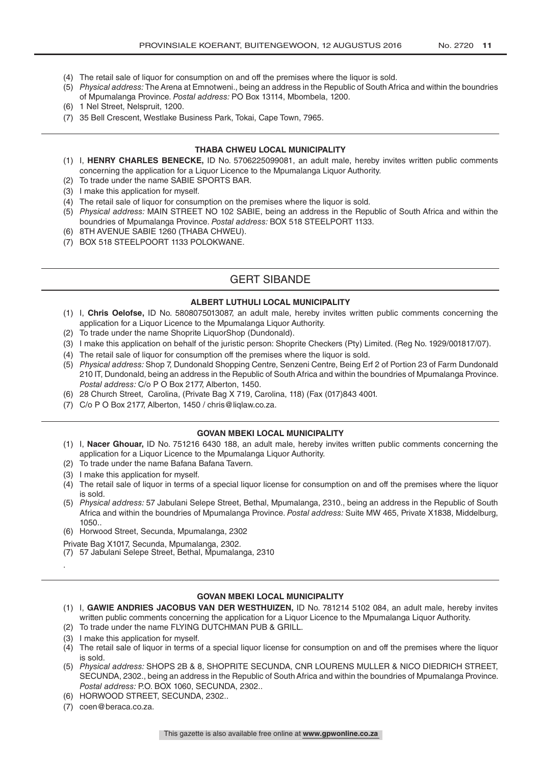(4) The retail sale of liquor for consumption on and off the premises where the liquor is sold.
(5) *Physical address:* The Arena at Emnotweni., being an address in the Republic of South Africa and within the boundries of Mpumalanga Province. *Postal address:* PO Box 13114, Mbombela, 1200.
(6) 1 Nel Street, Nelspruit, 1200.
(7) 35 Bell Crescent, Westlake Business Park, Tokai, Cape Town, 7965.

---

#### THABA CHWEU LOCAL MUNICIPALITY

(1) I, **HENRY CHARLES BENECKE,** ID No. 5706225099081, an adult male, hereby invites written public comments concerning the application for a Liquor Licence to the Mpumalanga Liquor Authority.
(2) To trade under the name SABIE SPORTS BAR.
(3) I make this application for myself.
(4) The retail sale of liquor for consumption on the premises where the liquor is sold.
(5) *Physical address:* MAIN STREET NO 102 SABIE, being an address in the Republic of South Africa and within the boundries of Mpumalanga Province. *Postal address:* BOX 518 STEELPORT 1133.
(6) 8TH AVENUE SABIE 1260 (THABA CHWEU).
(7) BOX 518 STEELPOORT 1133 POLOKWANE.

---

## GERT SIBANDE

#### ALBERT LUTHULI LOCAL MUNICIPALITY

(1) I, **Chris Oelofse,** ID No. 5808075013087, an adult male, hereby invites written public comments concerning the application for a Liquor Licence to the Mpumalanga Liquor Authority.
(2) To trade under the name Shoprite LiquorShop (Dundonald).
(3) I make this application on behalf of the juristic person: Shoprite Checkers (Pty) Limited. (Reg No. 1929/001817/07).
(4) The retail sale of liquor for consumption off the premises where the liquor is sold.
(5) *Physical address:* Shop 7, Dundonald Shopping Centre, Senzeni Centre, Being Erf 2 of Portion 23 of Farm Dundonald 210 IT, Dundonald, being an address in the Republic of South Africa and within the boundries of Mpumalanga Province. *Postal address:* C/o P O Box 2177, Alberton, 1450.
(6) 28 Church Street, Carolina, (Private Bag X 719, Carolina, 118) (Fax (017)843 4001.
(7) C/o P O Box 2177, Alberton, 1450 / chris@liqlaw.co.za.

---

#### GOVAN MBEKI LOCAL MUNICIPALITY

(1) I, **Nacer Ghouar,** ID No. 751216 6430 188, an adult male, hereby invites written public comments concerning the application for a Liquor Licence to the Mpumalanga Liquor Authority.
(2) To trade under the name Bafana Bafana Tavern.
(3) I make this application for myself.
(4) The retail sale of liquor in terms of a special liquor license for consumption on and off the premises where the liquor is sold.
(5) *Physical address:* 57 Jabulani Selepe Street, Bethal, Mpumalanga, 2310., being an address in the Republic of South Africa and within the boundries of Mpumalanga Province. *Postal address:* Suite MW 465, Private X1838, Middelburg, 1050..
(6) Horwood Street, Secunda, Mpumalanga, 2302

Private Bag X1017, Secunda, Mpumalanga, 2302.

(7) 57 Jabulani Selepe Street, Bethal, Mpumalanga, 2310

.

---

#### GOVAN MBEKI LOCAL MUNICIPALITY

(1) I, **GAWIE ANDRIES JACOBUS VAN DER WESTHUIZEN,** ID No. 781214 5102 084, an adult male, hereby invites written public comments concerning the application for a Liquor Licence to the Mpumalanga Liquor Authority.
(2) To trade under the name FLYING DUTCHMAN PUB & GRILL.
(3) I make this application for myself.
(4) The retail sale of liquor in terms of a special liquor license for consumption on and off the premises where the liquor is sold.
(5) *Physical address:* SHOPS 2B & 8, SHOPRITE SECUNDA, CNR LOURENS MULLER & NICO DIEDRICH STREET, SECUNDA, 2302., being an address in the Republic of South Africa and within the boundries of Mpumalanga Province. *Postal address:* P.O. BOX 1060, SECUNDA, 2302..
(6) HORWOOD STREET, SECUNDA, 2302..
(7) coen@beraca.co.za.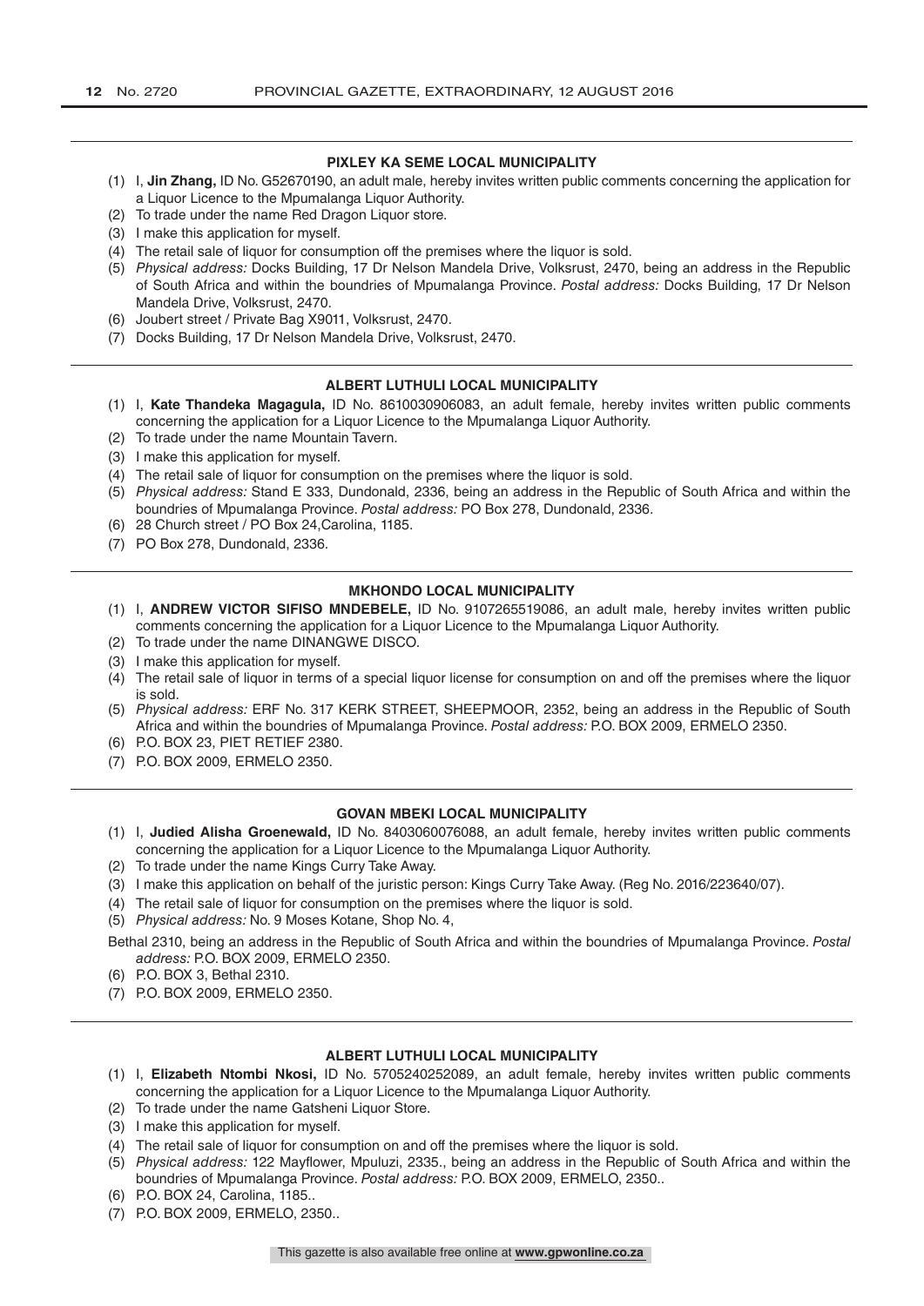## PIXLEY KA SEME LOCAL MUNICIPALITY

(1) I, **Jin Zhang,** ID No. G52670190, an adult male, hereby invites written public comments concerning the application for a Liquor Licence to the Mpumalanga Liquor Authority.
(2) To trade under the name Red Dragon Liquor store.
(3) I make this application for myself.
(4) The retail sale of liquor for consumption off the premises where the liquor is sold.
(5) *Physical address:* Docks Building, 17 Dr Nelson Mandela Drive, Volksrust, 2470, being an address in the Republic of South Africa and within the boundries of Mpumalanga Province. *Postal address:* Docks Building, 17 Dr Nelson Mandela Drive, Volksrust, 2470.
(6) Joubert street / Private Bag X9011, Volksrust, 2470.
(7) Docks Building, 17 Dr Nelson Mandela Drive, Volksrust, 2470.

## ALBERT LUTHULI LOCAL MUNICIPALITY

(1) I, **Kate Thandeka Magagula,** ID No. 8610030906083, an adult female, hereby invites written public comments concerning the application for a Liquor Licence to the Mpumalanga Liquor Authority.
(2) To trade under the name Mountain Tavern.
(3) I make this application for myself.
(4) The retail sale of liquor for consumption on the premises where the liquor is sold.
(5) *Physical address:* Stand E 333, Dundonald, 2336, being an address in the Republic of South Africa and within the boundries of Mpumalanga Province. *Postal address:* PO Box 278, Dundonald, 2336.
(6) 28 Church street / PO Box 24,Carolina, 1185.
(7) PO Box 278, Dundonald, 2336.

## MKHONDO LOCAL MUNICIPALITY

(1) I, **ANDREW VICTOR SIFISO MNDEBELE,** ID No. 9107265519086, an adult male, hereby invites written public comments concerning the application for a Liquor Licence to the Mpumalanga Liquor Authority.
(2) To trade under the name DINANGWE DISCO.
(3) I make this application for myself.
(4) The retail sale of liquor in terms of a special liquor license for consumption on and off the premises where the liquor is sold.
(5) *Physical address:* ERF No. 317 KERK STREET, SHEEPMOOR, 2352, being an address in the Republic of South Africa and within the boundries of Mpumalanga Province. *Postal address:* P.O. BOX 2009, ERMELO 2350.
(6) P.O. BOX 23, PIET RETIEF 2380.
(7) P.O. BOX 2009, ERMELO 2350.

## GOVAN MBEKI LOCAL MUNICIPALITY

(1) I, **Judied Alisha Groenewald,** ID No. 8403060076088, an adult female, hereby invites written public comments concerning the application for a Liquor Licence to the Mpumalanga Liquor Authority.
(2) To trade under the name Kings Curry Take Away.
(3) I make this application on behalf of the juristic person: Kings Curry Take Away. (Reg No. 2016/223640/07).
(4) The retail sale of liquor for consumption on the premises where the liquor is sold.
(5) *Physical address:* No. 9 Moses Kotane, Shop No. 4,

Bethal 2310, being an address in the Republic of South Africa and within the boundries of Mpumalanga Province. *Postal address:* P.O. BOX 2009, ERMELO 2350.

(6) P.O. BOX 3, Bethal 2310.
(7) P.O. BOX 2009, ERMELO 2350.

## ALBERT LUTHULI LOCAL MUNICIPALITY

(1) I, **Elizabeth Ntombi Nkosi,** ID No. 5705240252089, an adult female, hereby invites written public comments concerning the application for a Liquor Licence to the Mpumalanga Liquor Authority.
(2) To trade under the name Gatsheni Liquor Store.
(3) I make this application for myself.
(4) The retail sale of liquor for consumption on and off the premises where the liquor is sold.
(5) *Physical address:* 122 Mayflower, Mpuluzi, 2335., being an address in the Republic of South Africa and within the boundries of Mpumalanga Province. *Postal address:* P.O. BOX 2009, ERMELO, 2350..
(6) P.O. BOX 24, Carolina, 1185..
(7) P.O. BOX 2009, ERMELO, 2350..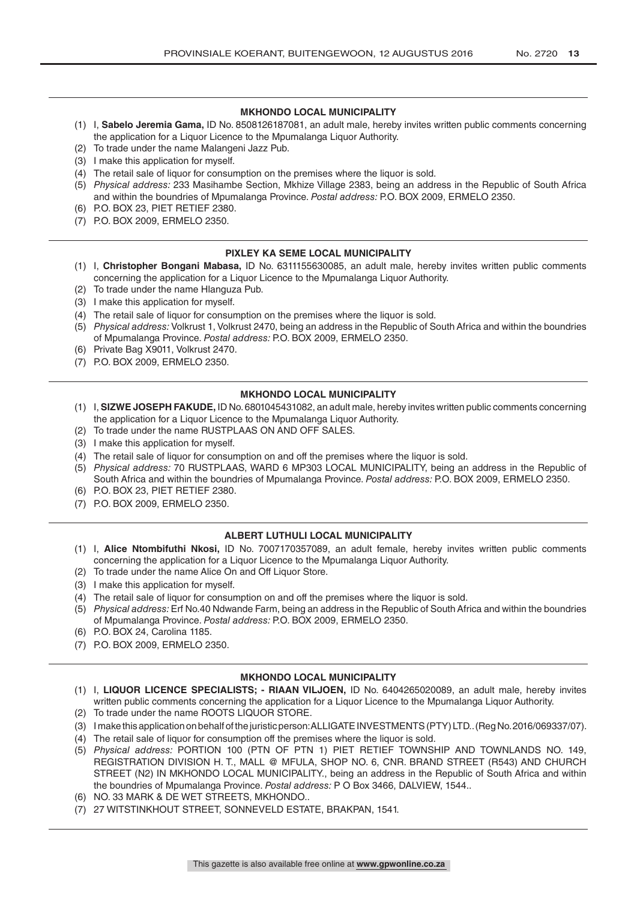## MKHONDO LOCAL MUNICIPALITY

(1) I, **Sabelo Jeremia Gama,** ID No. 8508126187081, an adult male, hereby invites written public comments concerning the application for a Liquor Licence to the Mpumalanga Liquor Authority.
(2) To trade under the name Malangeni Jazz Pub.
(3) I make this application for myself.
(4) The retail sale of liquor for consumption on the premises where the liquor is sold.
(5) *Physical address:* 233 Masihambe Section, Mkhize Village 2383, being an address in the Republic of South Africa and within the boundries of Mpumalanga Province. *Postal address:* P.O. BOX 2009, ERMELO 2350.
(6) P.O. BOX 23, PIET RETIEF 2380.
(7) P.O. BOX 2009, ERMELO 2350.

## PIXLEY KA SEME LOCAL MUNICIPALITY

(1) I, **Christopher Bongani Mabasa,** ID No. 6311155630085, an adult male, hereby invites written public comments concerning the application for a Liquor Licence to the Mpumalanga Liquor Authority.
(2) To trade under the name Hlanguza Pub.
(3) I make this application for myself.
(4) The retail sale of liquor for consumption on the premises where the liquor is sold.
(5) *Physical address:* Volkrust 1, Volkrust 2470, being an address in the Republic of South Africa and within the boundries of Mpumalanga Province. *Postal address:* P.O. BOX 2009, ERMELO 2350.
(6) Private Bag X9011, Volkrust 2470.
(7) P.O. BOX 2009, ERMELO 2350.

## MKHONDO LOCAL MUNICIPALITY

(1) I, **SIZWE JOSEPH FAKUDE,** ID No. 6801045431082, an adult male, hereby invites written public comments concerning the application for a Liquor Licence to the Mpumalanga Liquor Authority.
(2) To trade under the name RUSTPLAAS ON AND OFF SALES.
(3) I make this application for myself.
(4) The retail sale of liquor for consumption on and off the premises where the liquor is sold.
(5) *Physical address:* 70 RUSTPLAAS, WARD 6 MP303 LOCAL MUNICIPALITY, being an address in the Republic of South Africa and within the boundries of Mpumalanga Province. *Postal address:* P.O. BOX 2009, ERMELO 2350.
(6) P.O. BOX 23, PIET RETIEF 2380.
(7) P.O. BOX 2009, ERMELO 2350.

## ALBERT LUTHULI LOCAL MUNICIPALITY

(1) I, **Alice Ntombifuthi Nkosi,** ID No. 7007170357089, an adult female, hereby invites written public comments concerning the application for a Liquor Licence to the Mpumalanga Liquor Authority.
(2) To trade under the name Alice On and Off Liquor Store.
(3) I make this application for myself.
(4) The retail sale of liquor for consumption on and off the premises where the liquor is sold.
(5) *Physical address:* Erf No.40 Ndwande Farm, being an address in the Republic of South Africa and within the boundries of Mpumalanga Province. *Postal address:* P.O. BOX 2009, ERMELO 2350.
(6) P.O. BOX 24, Carolina 1185.
(7) P.O. BOX 2009, ERMELO 2350.

## MKHONDO LOCAL MUNICIPALITY

(1) I, **LIQUOR LICENCE SPECIALISTS; - RIAAN VILJOEN,** ID No. 6404265020089, an adult male, hereby invites written public comments concerning the application for a Liquor Licence to the Mpumalanga Liquor Authority.
(2) To trade under the name ROOTS LIQUOR STORE.
(3) I make this application on behalf of the juristic person: ALLIGATE INVESTMENTS (PTY) LTD.. (Reg No. 2016/069337/07).
(4) The retail sale of liquor for consumption off the premises where the liquor is sold.
(5) *Physical address:* PORTION 100 (PTN OF PTN 1) PIET RETIEF TOWNSHIP AND TOWNLANDS NO. 149, REGISTRATION DIVISION H. T., MALL @ MFULA, SHOP NO. 6, CNR. BRAND STREET (R543) AND CHURCH STREET (N2) IN MKHONDO LOCAL MUNICIPALITY., being an address in the Republic of South Africa and within the boundries of Mpumalanga Province. *Postal address:* P O Box 3466, DALVIEW, 1544..
(6) NO. 33 MARK & DE WET STREETS, MKHONDO..
(7) 27 WITSTINKHOUT STREET, SONNEVELD ESTATE, BRAKPAN, 1541.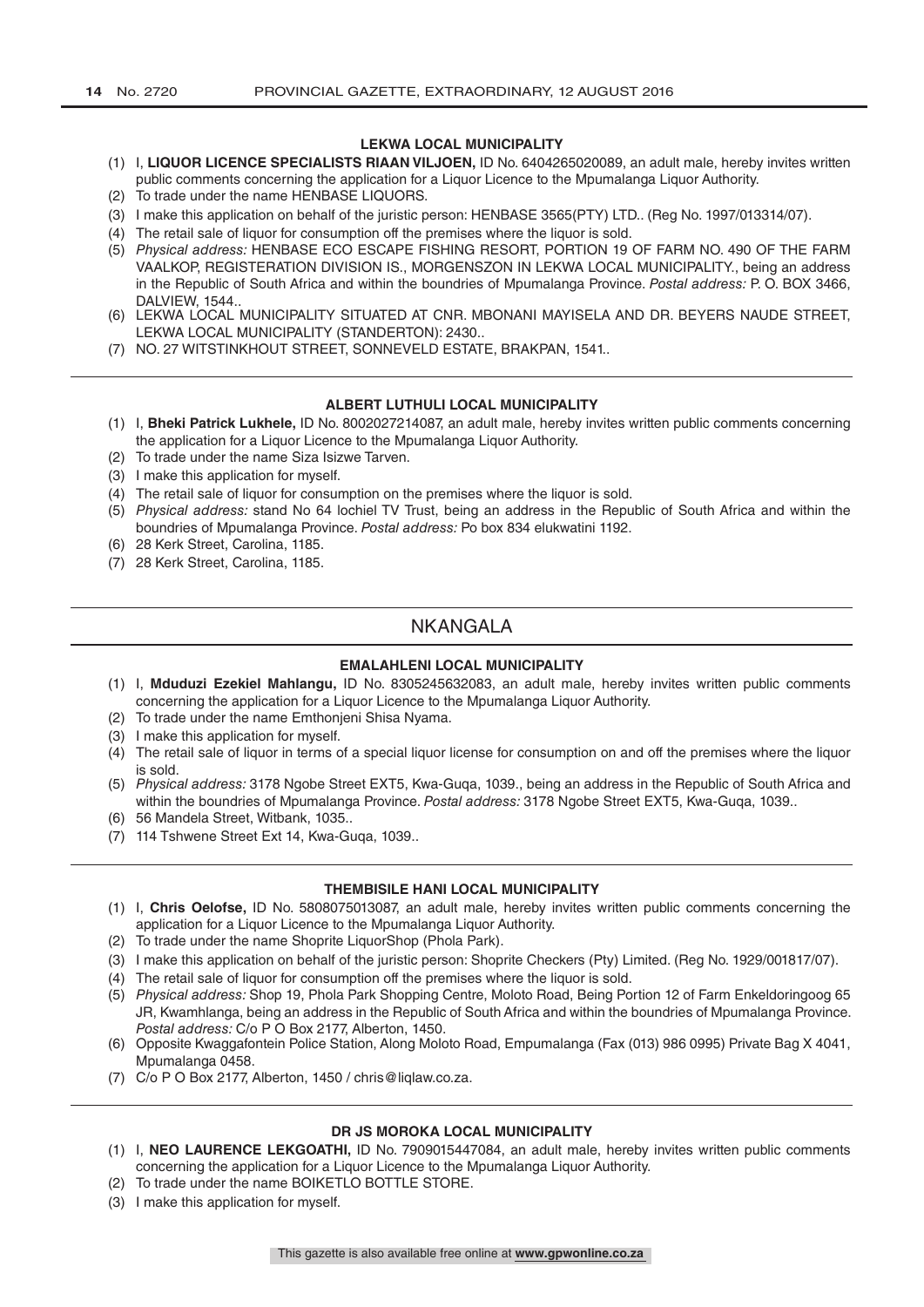### LEKWA LOCAL MUNICIPALITY

(1) I, **LIQUOR LICENCE SPECIALISTS RIAAN VILJOEN,** ID No. 6404265020089, an adult male, hereby invites written public comments concerning the application for a Liquor Licence to the Mpumalanga Liquor Authority.
(2) To trade under the name HENBASE LIQUORS.
(3) I make this application on behalf of the juristic person: HENBASE 3565(PTY) LTD.. (Reg No. 1997/013314/07).
(4) The retail sale of liquor for consumption off the premises where the liquor is sold.
(5) *Physical address:* HENBASE ECO ESCAPE FISHING RESORT, PORTION 19 OF FARM NO. 490 OF THE FARM VAALKOP, REGISTERATION DIVISION IS., MORGENSZON IN LEKWA LOCAL MUNICIPALITY., being an address in the Republic of South Africa and within the boundries of Mpumalanga Province. *Postal address:* P. O. BOX 3466, DALVIEW, 1544..
(6) LEKWA LOCAL MUNICIPALITY SITUATED AT CNR. MBONANI MAYISELA AND DR. BEYERS NAUDE STREET, LEKWA LOCAL MUNICIPALITY (STANDERTON): 2430..
(7) NO. 27 WITSTINKHOUT STREET, SONNEVELD ESTATE, BRAKPAN, 1541..

### ALBERT LUTHULI LOCAL MUNICIPALITY

(1) I, **Bheki Patrick Lukhele,** ID No. 8002027214087, an adult male, hereby invites written public comments concerning the application for a Liquor Licence to the Mpumalanga Liquor Authority.
(2) To trade under the name Siza Isizwe Tarven.
(3) I make this application for myself.
(4) The retail sale of liquor for consumption on the premises where the liquor is sold.
(5) *Physical address:* stand No 64 lochiel TV Trust, being an address in the Republic of South Africa and within the boundries of Mpumalanga Province. *Postal address:* Po box 834 elukwatini 1192.
(6) 28 Kerk Street, Carolina, 1185.
(7) 28 Kerk Street, Carolina, 1185.

## NKANGALA

### EMALAHLENI LOCAL MUNICIPALITY

(1) I, **Mduduzi Ezekiel Mahlangu,** ID No. 8305245632083, an adult male, hereby invites written public comments concerning the application for a Liquor Licence to the Mpumalanga Liquor Authority.
(2) To trade under the name Emthonjeni Shisa Nyama.
(3) I make this application for myself.
(4) The retail sale of liquor in terms of a special liquor license for consumption on and off the premises where the liquor is sold.
(5) *Physical address:* 3178 Ngobe Street EXT5, Kwa-Guqa, 1039., being an address in the Republic of South Africa and within the boundries of Mpumalanga Province. *Postal address:* 3178 Ngobe Street EXT5, Kwa-Guqa, 1039..
(6) 56 Mandela Street, Witbank, 1035..
(7) 114 Tshwene Street Ext 14, Kwa-Guqa, 1039..

### THEMBISILE HANI LOCAL MUNICIPALITY

(1) I, **Chris Oelofse,** ID No. 5808075013087, an adult male, hereby invites written public comments concerning the application for a Liquor Licence to the Mpumalanga Liquor Authority.
(2) To trade under the name Shoprite LiquorShop (Phola Park).
(3) I make this application on behalf of the juristic person: Shoprite Checkers (Pty) Limited. (Reg No. 1929/001817/07).
(4) The retail sale of liquor for consumption off the premises where the liquor is sold.
(5) *Physical address:* Shop 19, Phola Park Shopping Centre, Moloto Road, Being Portion 12 of Farm Enkeldoringoog 65 JR, Kwamhlanga, being an address in the Republic of South Africa and within the boundries of Mpumalanga Province. *Postal address:* C/o P O Box 2177, Alberton, 1450.
(6) Opposite Kwaggafontein Police Station, Along Moloto Road, Empumalanga (Fax (013) 986 0995) Private Bag X 4041, Mpumalanga 0458.
(7) C/o P O Box 2177, Alberton, 1450 / chris@liqlaw.co.za.

### DR JS MOROKA LOCAL MUNICIPALITY

(1) I, **NEO LAURENCE LEKGOATHI,** ID No. 7909015447084, an adult male, hereby invites written public comments concerning the application for a Liquor Licence to the Mpumalanga Liquor Authority.
(2) To trade under the name BOIKETLO BOTTLE STORE.
(3) I make this application for myself.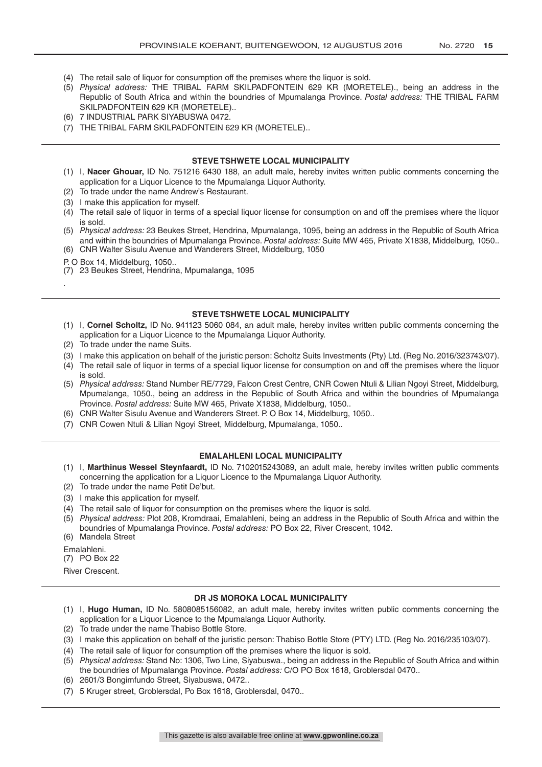(4) The retail sale of liquor for consumption off the premises where the liquor is sold.
(5) *Physical address:* THE TRIBAL FARM SKILPADFONTEIN 629 KR (MORETELE)., being an address in the Republic of South Africa and within the boundries of Mpumalanga Province. *Postal address:* THE TRIBAL FARM SKILPADFONTEIN 629 KR (MORETELE)..
(6) 7 INDUSTRIAL PARK SIYABUSWA 0472.
(7) THE TRIBAL FARM SKILPADFONTEIN 629 KR (MORETELE)..

---

**STEVE TSHWETE LOCAL MUNICIPALITY**

(1) I, **Nacer Ghouar,** ID No. 751216 6430 188, an adult male, hereby invites written public comments concerning the application for a Liquor Licence to the Mpumalanga Liquor Authority.
(2) To trade under the name Andrew's Restaurant.
(3) I make this application for myself.
(4) The retail sale of liquor in terms of a special liquor license for consumption on and off the premises where the liquor is sold.
(5) *Physical address:* 23 Beukes Street, Hendrina, Mpumalanga, 1095, being an address in the Republic of South Africa and within the boundries of Mpumalanga Province. *Postal address:* Suite MW 465, Private X1838, Middelburg, 1050..
(6) CNR Walter Sisulu Avenue and Wanderers Street, Middelburg, 1050

P. O Box 14, Middelburg, 1050..
(7) 23 Beukes Street, Hendrina, Mpumalanga, 1095

.

---

**STEVE TSHWETE LOCAL MUNICIPALITY**

(1) I, **Cornel Scholtz,** ID No. 941123 5060 084, an adult male, hereby invites written public comments concerning the application for a Liquor Licence to the Mpumalanga Liquor Authority.
(2) To trade under the name Suits.
(3) I make this application on behalf of the juristic person: Scholtz Suits Investments (Pty) Ltd. (Reg No. 2016/323743/07).
(4) The retail sale of liquor in terms of a special liquor license for consumption on and off the premises where the liquor is sold.
(5) *Physical address:* Stand Number RE/7729, Falcon Crest Centre, CNR Cowen Ntuli & Lilian Ngoyi Street, Middelburg, Mpumalanga, 1050., being an address in the Republic of South Africa and within the boundries of Mpumalanga Province. *Postal address:* Suite MW 465, Private X1838, Middelburg, 1050..
(6) CNR Walter Sisulu Avenue and Wanderers Street. P. O Box 14, Middelburg, 1050..
(7) CNR Cowen Ntuli & Lilian Ngoyi Street, Middelburg, Mpumalanga, 1050..

---

**EMALAHLENI LOCAL MUNICIPALITY**

(1) I, **Marthinus Wessel Steynfaardt,** ID No. 7102015243089, an adult male, hereby invites written public comments concerning the application for a Liquor Licence to the Mpumalanga Liquor Authority.
(2) To trade under the name Petit De'but.
(3) I make this application for myself.
(4) The retail sale of liquor for consumption on the premises where the liquor is sold.
(5) *Physical address:* Plot 208, Kromdraai, Emalahleni, being an address in the Republic of South Africa and within the boundries of Mpumalanga Province. *Postal address:* PO Box 22, River Crescent, 1042.
(6) Mandela Street

Emalahleni.
(7) PO Box 22

River Crescent.

---

**DR JS MOROKA LOCAL MUNICIPALITY**

(1) I, **Hugo Human,** ID No. 5808085156082, an adult male, hereby invites written public comments concerning the application for a Liquor Licence to the Mpumalanga Liquor Authority.
(2) To trade under the name Thabiso Bottle Store.
(3) I make this application on behalf of the juristic person: Thabiso Bottle Store (PTY) LTD. (Reg No. 2016/235103/07).
(4) The retail sale of liquor for consumption off the premises where the liquor is sold.
(5) *Physical address:* Stand No: 1306, Two Line, Siyabuswa., being an address in the Republic of South Africa and within the boundries of Mpumalanga Province. *Postal address:* C/O PO Box 1618, Groblersdal 0470..
(6) 2601/3 Bongimfundo Street, Siyabuswa, 0472..
(7) 5 Kruger street, Groblersdal, Po Box 1618, Groblersdal, 0470..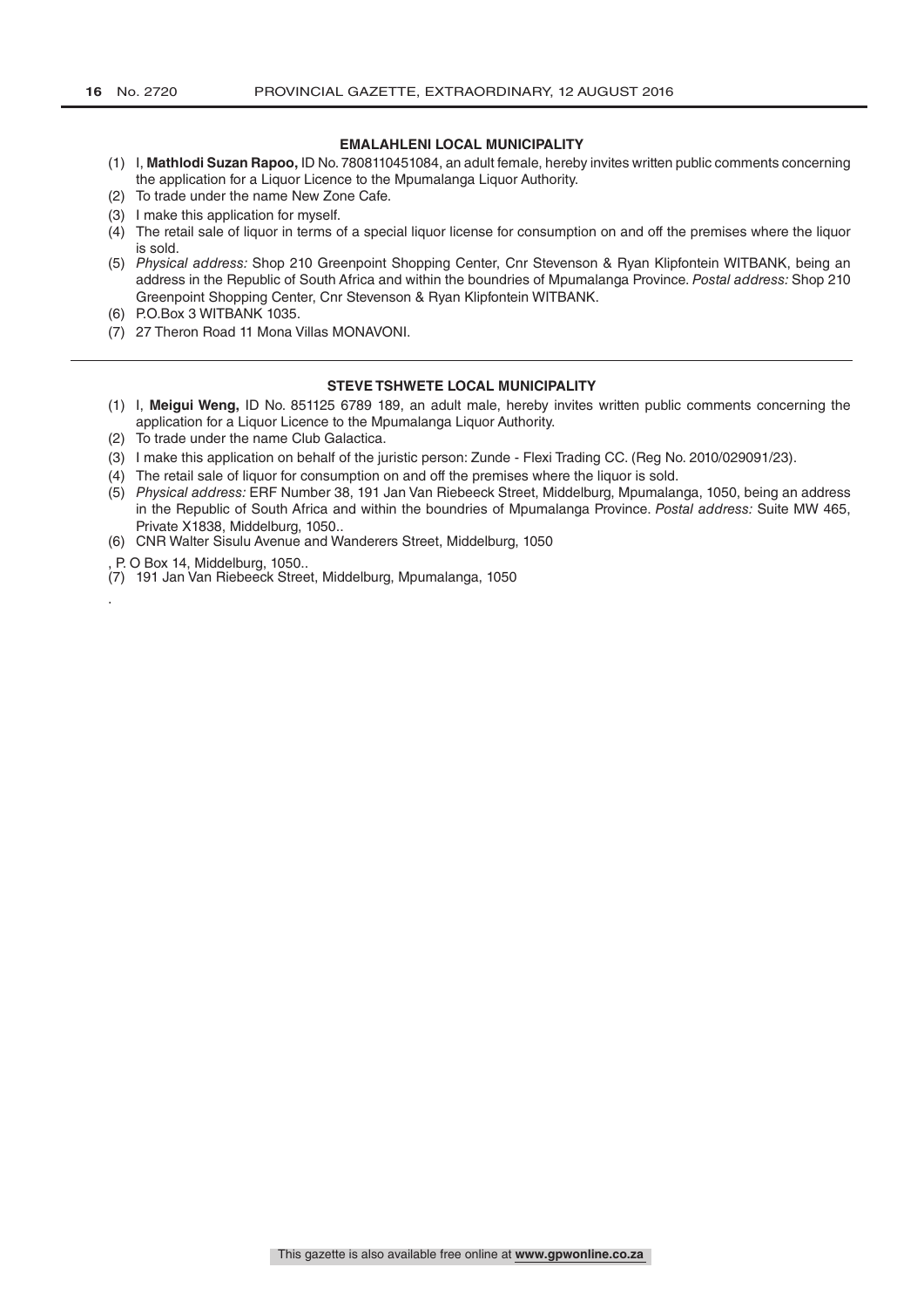## EMALAHLENI LOCAL MUNICIPALITY

(1) I, **Mathlodi Suzan Rapoo,** ID No. 7808110451084, an adult female, hereby invites written public comments concerning the application for a Liquor Licence to the Mpumalanga Liquor Authority.
(2) To trade under the name New Zone Cafe.
(3) I make this application for myself.
(4) The retail sale of liquor in terms of a special liquor license for consumption on and off the premises where the liquor is sold.
(5) *Physical address:* Shop 210 Greenpoint Shopping Center, Cnr Stevenson & Ryan Klipfontein WITBANK, being an address in the Republic of South Africa and within the boundries of Mpumalanga Province. *Postal address:* Shop 210 Greenpoint Shopping Center, Cnr Stevenson & Ryan Klipfontein WITBANK.
(6) P.O.Box 3 WITBANK 1035.
(7) 27 Theron Road 11 Mona Villas MONAVONI.

---

## STEVE TSHWETE LOCAL MUNICIPALITY

(1) I, **Meigui Weng,** ID No. 851125 6789 189, an adult male, hereby invites written public comments concerning the application for a Liquor Licence to the Mpumalanga Liquor Authority.
(2) To trade under the name Club Galactica.
(3) I make this application on behalf of the juristic person: Zunde - Flexi Trading CC. (Reg No. 2010/029091/23).
(4) The retail sale of liquor for consumption on and off the premises where the liquor is sold.
(5) *Physical address:* ERF Number 38, 191 Jan Van Riebeeck Street, Middelburg, Mpumalanga, 1050, being an address in the Republic of South Africa and within the boundries of Mpumalanga Province. *Postal address:* Suite MW 465, Private X1838, Middelburg, 1050..
(6) CNR Walter Sisulu Avenue and Wanderers Street, Middelburg, 1050

, P. O Box 14, Middelburg, 1050..

(7) 191 Jan Van Riebeeck Street, Middelburg, Mpumalanga, 1050

.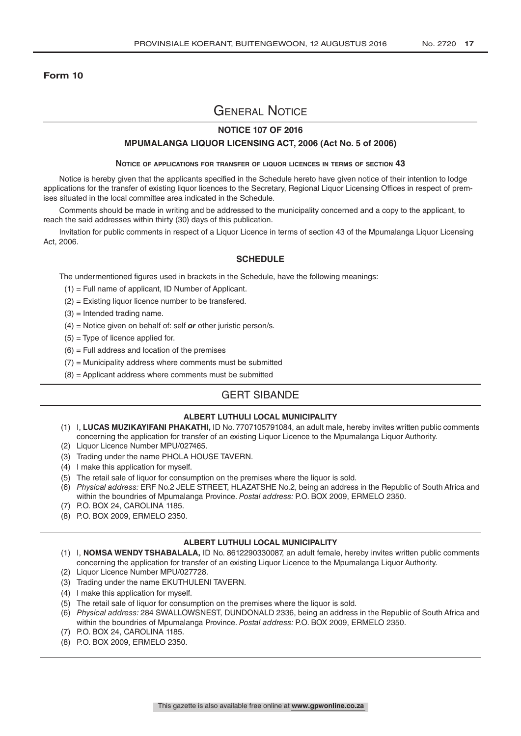**Form 10**

# General Notice

## NOTICE 107 OF 2016

## MPUMALANGA LIQUOR LICENSING ACT, 2006 (Act No. 5 of 2006)

### Notice of applications for transfer of liquor licences in terms of section 43

Notice is hereby given that the applicants specified in the Schedule hereto have given notice of their intention to lodge applications for the transfer of existing liquor licences to the Secretary, Regional Liquor Licensing Offices in respect of premises situated in the local committee area indicated in the Schedule.

Comments should be made in writing and be addressed to the municipality concerned and a copy to the applicant, to reach the said addresses within thirty (30) days of this publication.

Invitation for public comments in respect of a Liquor Licence in terms of section 43 of the Mpumalanga Liquor Licensing Act, 2006.

### SCHEDULE

The undermentioned figures used in brackets in the Schedule, have the following meanings:

(1) = Full name of applicant, ID Number of Applicant.

(2) = Existing liquor licence number to be transfered.

(3) = Intended trading name.

(4) = Notice given on behalf of: self ***or*** other juristic person/s.

(5) = Type of licence applied for.

(6) = Full address and location of the premises

(7) = Municipality address where comments must be submitted

(8) = Applicant address where comments must be submitted

## GERT SIBANDE

### ALBERT LUTHULI LOCAL MUNICIPALITY

(1) I, **LUCAS MUZIKAYIFANI PHAKATHI,** ID No. 7707105791084, an adult male, hereby invites written public comments concerning the application for transfer of an existing Liquor Licence to the Mpumalanga Liquor Authority.

(2) Liquor Licence Number MPU/027465.

(3) Trading under the name PHOLA HOUSE TAVERN.

(4) I make this application for myself.

(5) The retail sale of liquor for consumption on the premises where the liquor is sold.

(6) *Physical address:* ERF No.2 JELE STREET, HLAZATSHE No.2, being an address in the Republic of South Africa and within the boundries of Mpumalanga Province. *Postal address:* P.O. BOX 2009, ERMELO 2350.

(7) P.O. BOX 24, CAROLINA 1185.

(8) P.O. BOX 2009, ERMELO 2350.

### ALBERT LUTHULI LOCAL MUNICIPALITY

(1) I, **NOMSA WENDY TSHABALALA,** ID No. 8612290330087, an adult female, hereby invites written public comments concerning the application for transfer of an existing Liquor Licence to the Mpumalanga Liquor Authority.

(2) Liquor Licence Number MPU/027728.

(3) Trading under the name EKUTHULENI TAVERN.

(4) I make this application for myself.

(5) The retail sale of liquor for consumption on the premises where the liquor is sold.

(6) *Physical address:* 284 SWALLOWSNEST, DUNDONALD 2336, being an address in the Republic of South Africa and within the boundries of Mpumalanga Province. *Postal address:* P.O. BOX 2009, ERMELO 2350.

(7) P.O. BOX 24, CAROLINA 1185.

(8) P.O. BOX 2009, ERMELO 2350.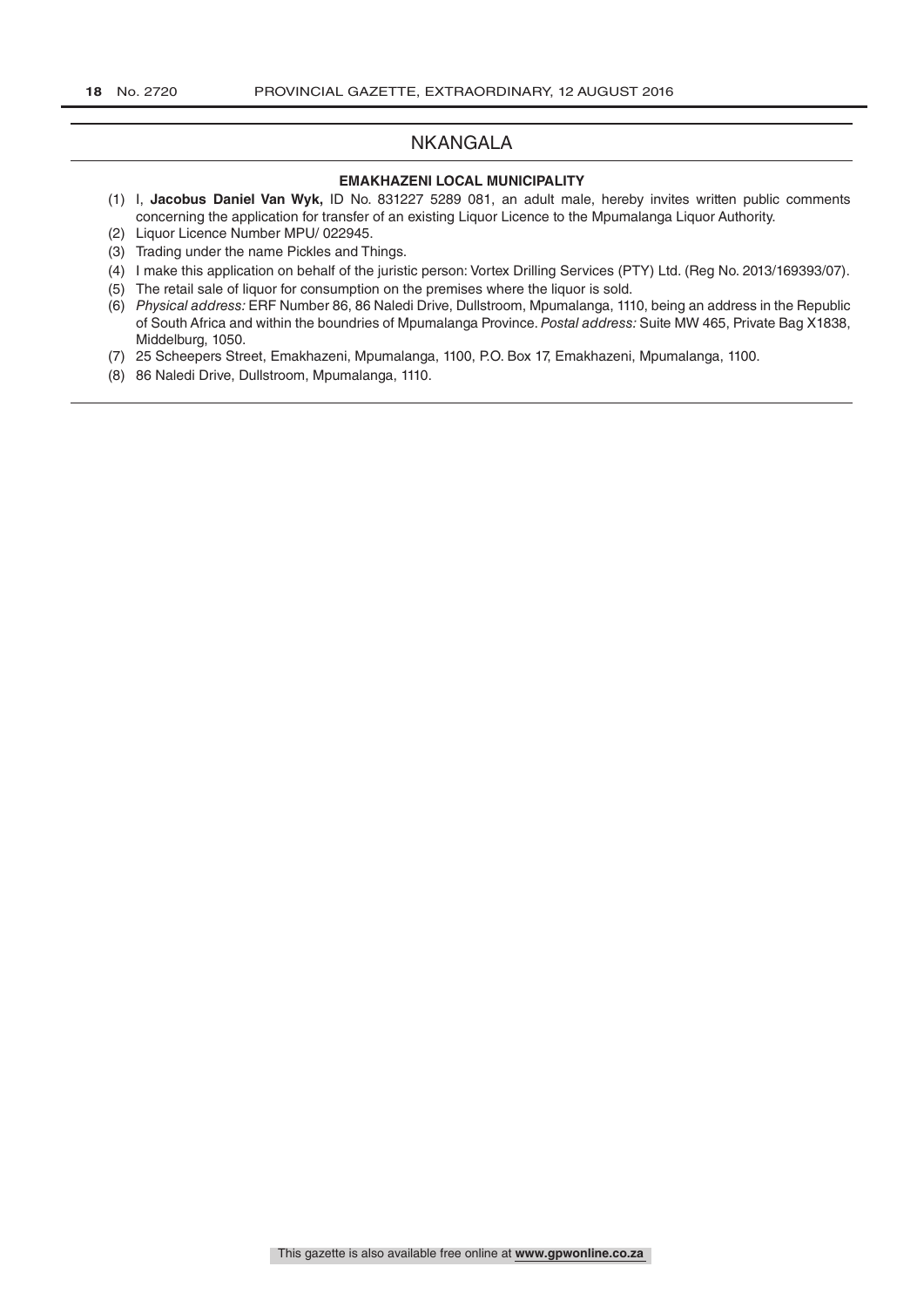## NKANGALA

### EMAKHAZENI LOCAL MUNICIPALITY

(1) I, **Jacobus Daniel Van Wyk,** ID No. 831227 5289 081, an adult male, hereby invites written public comments concerning the application for transfer of an existing Liquor Licence to the Mpumalanga Liquor Authority.

(2) Liquor Licence Number MPU/ 022945.

(3) Trading under the name Pickles and Things.

(4) I make this application on behalf of the juristic person: Vortex Drilling Services (PTY) Ltd. (Reg No. 2013/169393/07).

(5) The retail sale of liquor for consumption on the premises where the liquor is sold.

(6) *Physical address:* ERF Number 86, 86 Naledi Drive, Dullstroom, Mpumalanga, 1110, being an address in the Republic of South Africa and within the boundries of Mpumalanga Province. *Postal address:* Suite MW 465, Private Bag X1838, Middelburg, 1050.

(7) 25 Scheepers Street, Emakhazeni, Mpumalanga, 1100, P.O. Box 17, Emakhazeni, Mpumalanga, 1100.

(8) 86 Naledi Drive, Dullstroom, Mpumalanga, 1110.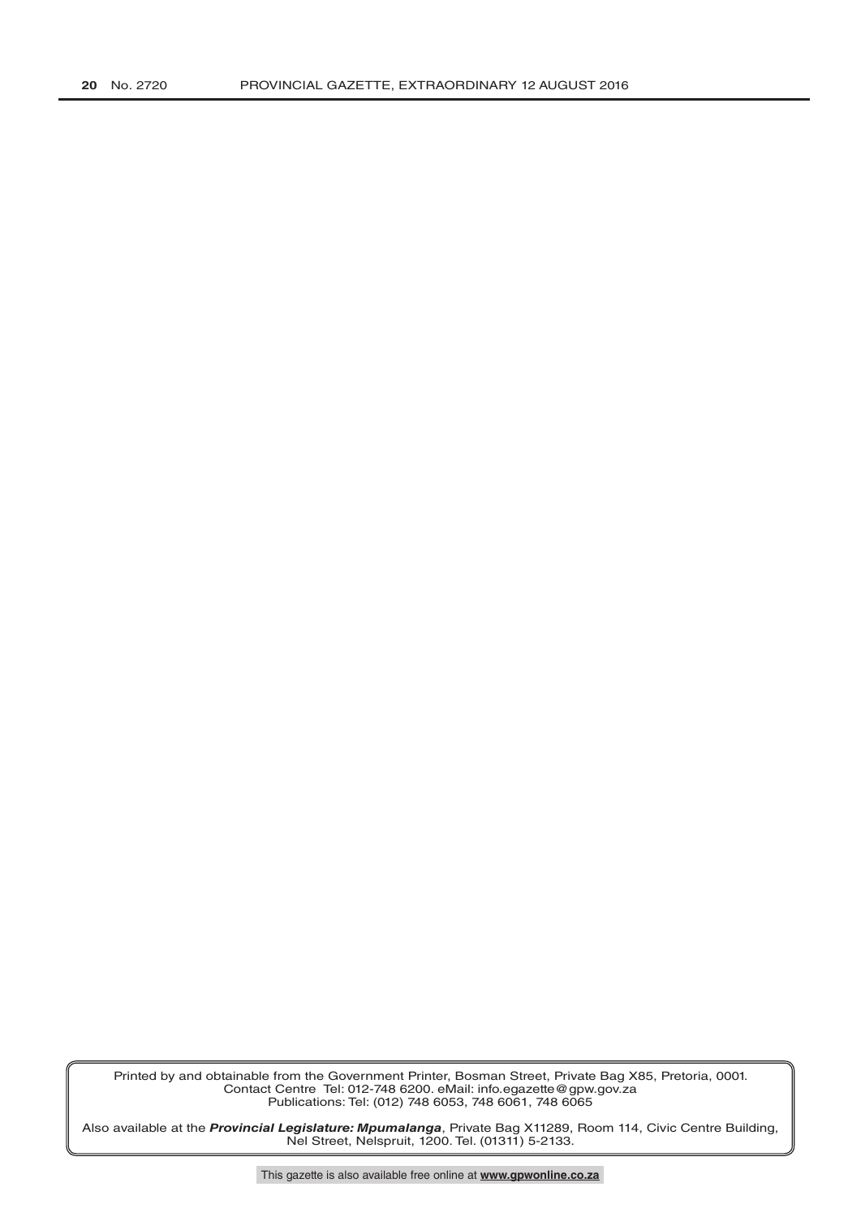Printed by and obtainable from the Government Printer, Bosman Street, Private Bag X85, Pretoria, 0001.
Contact Centre Tel: 012-748 6200. eMail: info.egazette@gpw.gov.za
Publications: Tel: (012) 748 6053, 748 6061, 748 6065

Also available at the ***Provincial Legislature: Mpumalanga***, Private Bag X11289, Room 114, Civic Centre Building, Nel Street, Nelspruit, 1200. Tel. (01311) 5-2133.

This gazette is also available free online at **www.gpwonline.co.za**